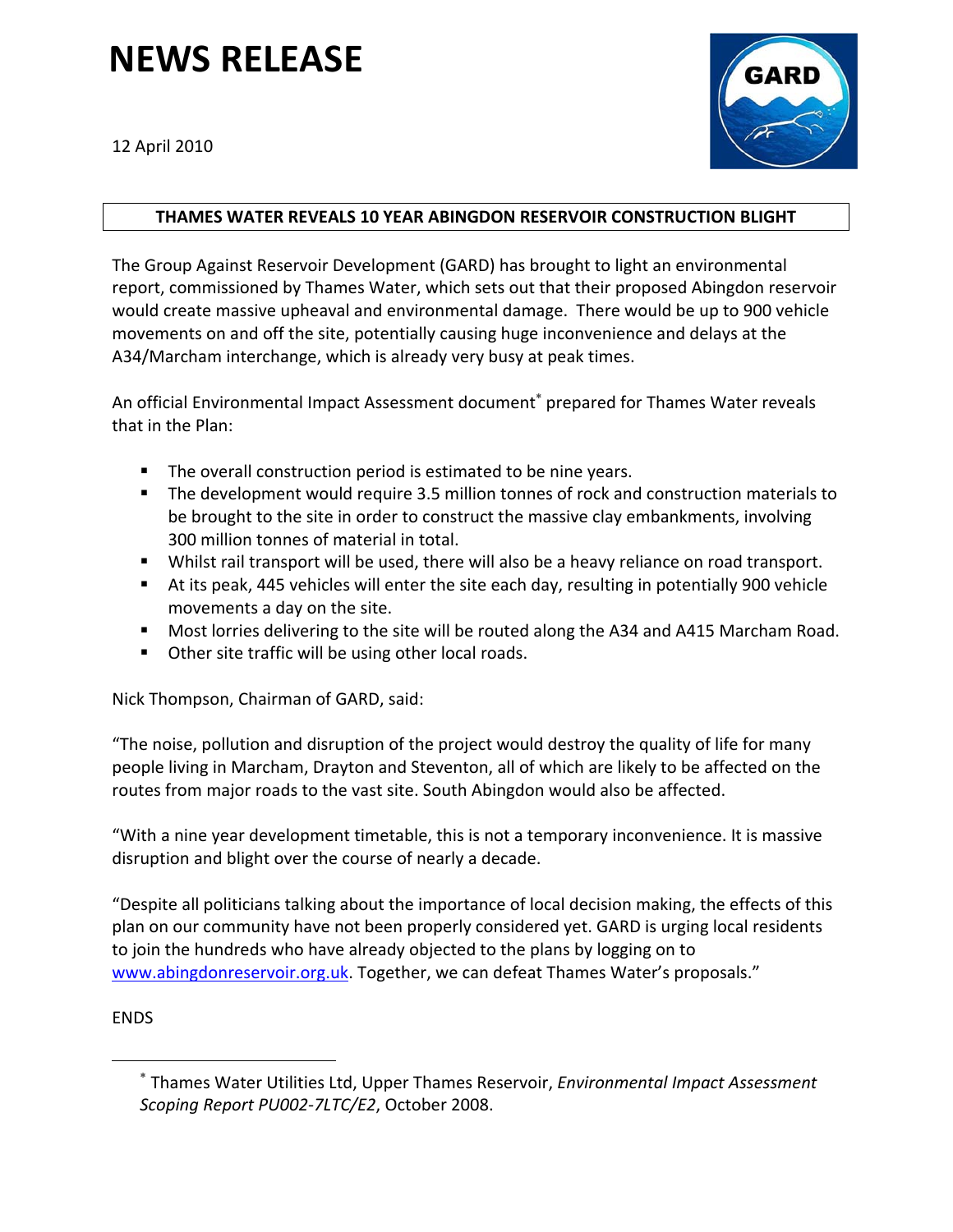# NEWS RELEASE

12 April 2010

**THAMES WATER REVEALS 10 YEAR ABINGDON RESERVOIR CONSTRUCTION BLIGHT**

The Group Against Reservoir Development (GARD) has brought to light an environmental report, commissioned by Thames Water, which sets out that their proposed Abingdon reservoir would create massive upheaval and environmental damage. There would be up to 900 vehicle movements on and off the site, potentially causing huge inconvenience and delays at the A34/Marcham interchange, which is already very busy at peak times.

An official Environmental Impact Assessment document* prepared for Thames Water reveals that in the Plan:

- The overall construction period is estimated to be nine years.
- The development would require 3.5 million tonnes of rock and construction materials to be brought to the site in order to construct the massive clay embankments, involving 300 million tonnes of material in total.
- Whilst rail transport will be used, there will also be a heavy reliance on road transport.
- At its peak, 445 vehicles will enter the site each day, resulting in potentially 900 vehicle movements a day on the site.
- Most lorries delivering to the site will be routed along the A34 and A415 Marcham Road.
- Other site traffic will be using other local roads.

Nick Thompson, Chairman of GARD, said:

"The noise, pollution and disruption of the project would destroy the quality of life for many people living in Marcham, Drayton and Steventon, all of which are likely to be affected on the routes from major roads to the vast site. South Abingdon would also be affected.

"With a nine year development timetable, this is not a temporary inconvenience. It is massive disruption and blight over the course of nearly a decade.

"Despite all politicians talking about the importance of local decision making, the effects of this plan on our community have not been properly considered yet. GARD is urging local residents to join the hundreds who have already objected to the plans by logging on to www.abingdonreservoir.org.uk. Together, we can defeat Thames Water's proposals."

ENDS

---

* Thames Water Utilities Ltd, Upper Thames Reservoir, *Environmental Impact Assessment Scoping Report PU002-7LTC/E2*, October 2008.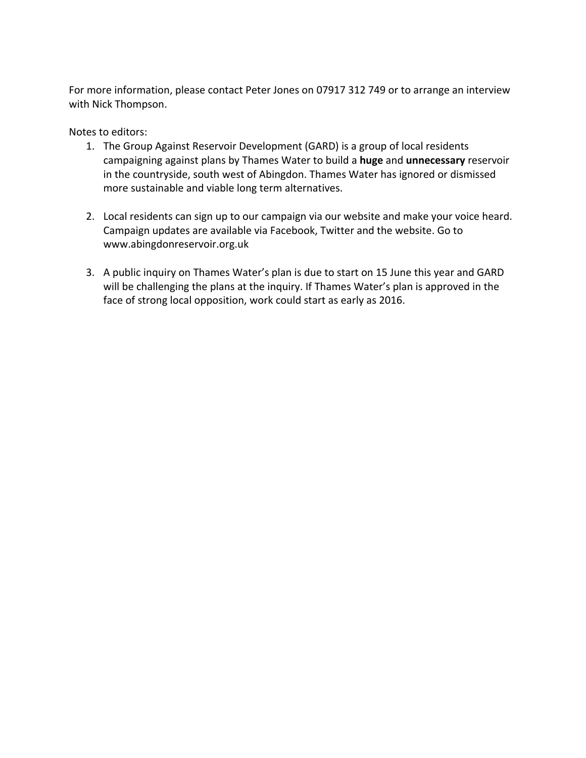For more information, please contact Peter Jones on 07917 312 749 or to arrange an interview with Nick Thompson.

Notes to editors:

1. The Group Against Reservoir Development (GARD) is a group of local residents campaigning against plans by Thames Water to build a **huge** and **unnecessary** reservoir in the countryside, south west of Abingdon. Thames Water has ignored or dismissed more sustainable and viable long term alternatives.

2. Local residents can sign up to our campaign via our website and make your voice heard. Campaign updates are available via Facebook, Twitter and the website. Go to www.abingdonreservoir.org.uk

3. A public inquiry on Thames Water's plan is due to start on 15 June this year and GARD will be challenging the plans at the inquiry. If Thames Water's plan is approved in the face of strong local opposition, work could start as early as 2016.